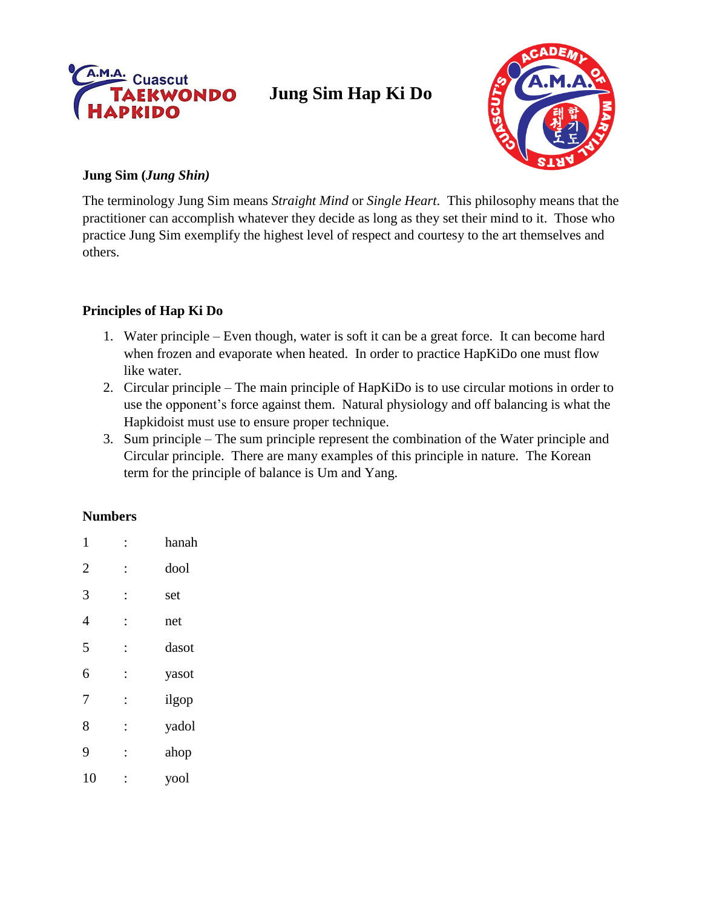# Jung Sim Hap Ki Do

**Jung Sim (*Jung Shin*)**

The terminology Jung Sim means *Straight Mind* or *Single Heart*. This philosophy means that the practitioner can accomplish whatever they decide as long as they set their mind to it. Those who practice Jung Sim exemplify the highest level of respect and courtesy to the art themselves and others.

**Principles of Hap Ki Do**

1. Water principle – Even though, water is soft it can be a great force. It can become hard when frozen and evaporate when heated. In order to practice HapKiDo one must flow like water.
2. Circular principle – The main principle of HapKiDo is to use circular motions in order to use the opponent's force against them. Natural physiology and off balancing is what the Hapkidoist must use to ensure proper technique.
3. Sum principle – The sum principle represent the combination of the Water principle and Circular principle. There are many examples of this principle in nature. The Korean term for the principle of balance is Um and Yang.

**Numbers**

| | | |
|---|---|---|
| 1 | : | hanah |
| 2 | : | dool |
| 3 | : | set |
| 4 | : | net |
| 5 | : | dasot |
| 6 | : | yasot |
| 7 | : | ilgop |
| 8 | : | yadol |
| 9 | : | ahop |
| 10 | : | yool |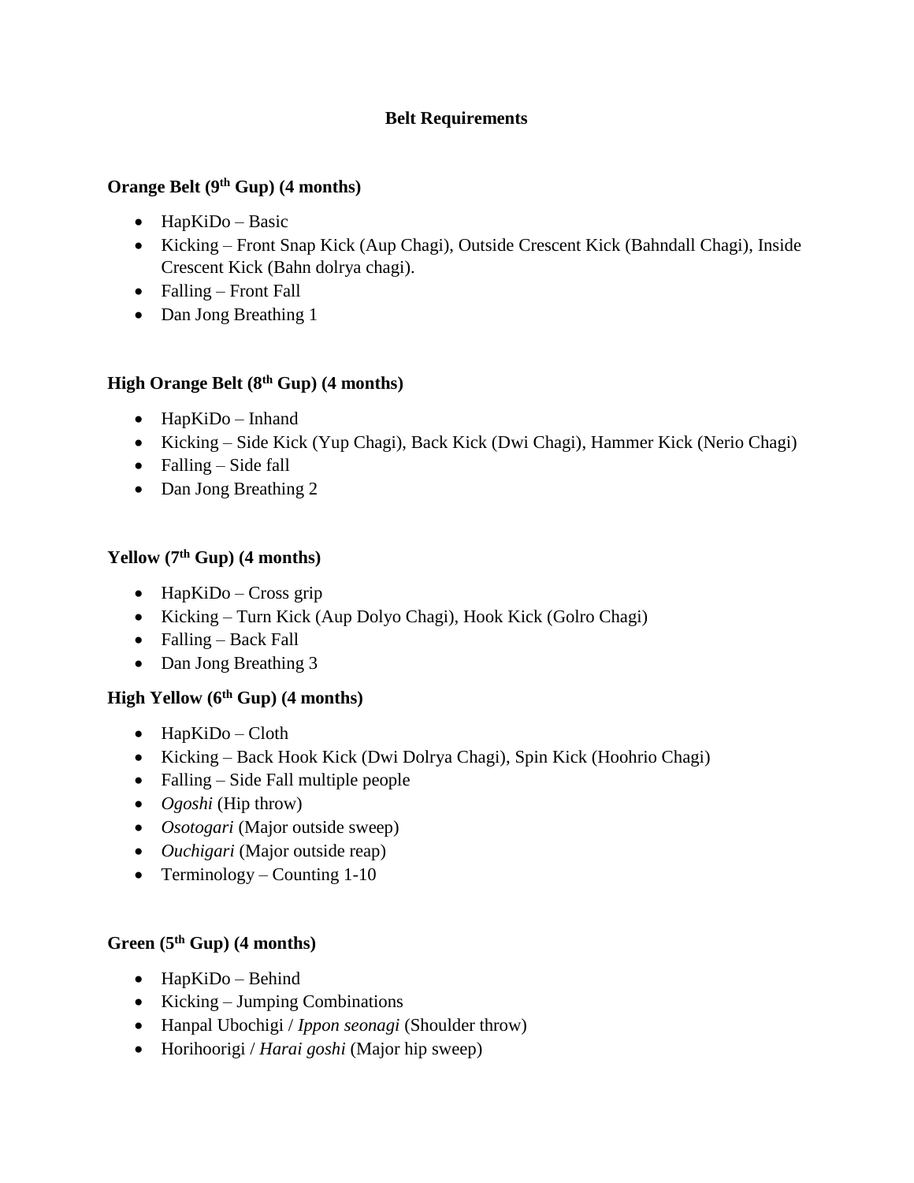**Belt Requirements**

### Orange Belt (9th Gup) (4 months)

- HapKiDo – Basic
- Kicking – Front Snap Kick (Aup Chagi), Outside Crescent Kick (Bahndall Chagi), Inside Crescent Kick (Bahn dolrya chagi).
- Falling – Front Fall
- Dan Jong Breathing 1

### High Orange Belt (8th Gup) (4 months)

- HapKiDo – Inhand
- Kicking – Side Kick (Yup Chagi), Back Kick (Dwi Chagi), Hammer Kick (Nerio Chagi)
- Falling – Side fall
- Dan Jong Breathing 2

### Yellow (7th Gup) (4 months)

- HapKiDo – Cross grip
- Kicking – Turn Kick (Aup Dolyo Chagi), Hook Kick (Golro Chagi)
- Falling – Back Fall
- Dan Jong Breathing 3

### High Yellow (6th Gup) (4 months)

- HapKiDo – Cloth
- Kicking – Back Hook Kick (Dwi Dolrya Chagi), Spin Kick (Hoohrio Chagi)
- Falling – Side Fall multiple people
- *Ogoshi* (Hip throw)
- *Osotogari* (Major outside sweep)
- *Ouchigari* (Major outside reap)
- Terminology – Counting 1-10

### Green (5th Gup) (4 months)

- HapKiDo – Behind
- Kicking – Jumping Combinations
- Hanpal Ubochigi / *Ippon seonagi* (Shoulder throw)
- Horihoorigi / *Harai goshi* (Major hip sweep)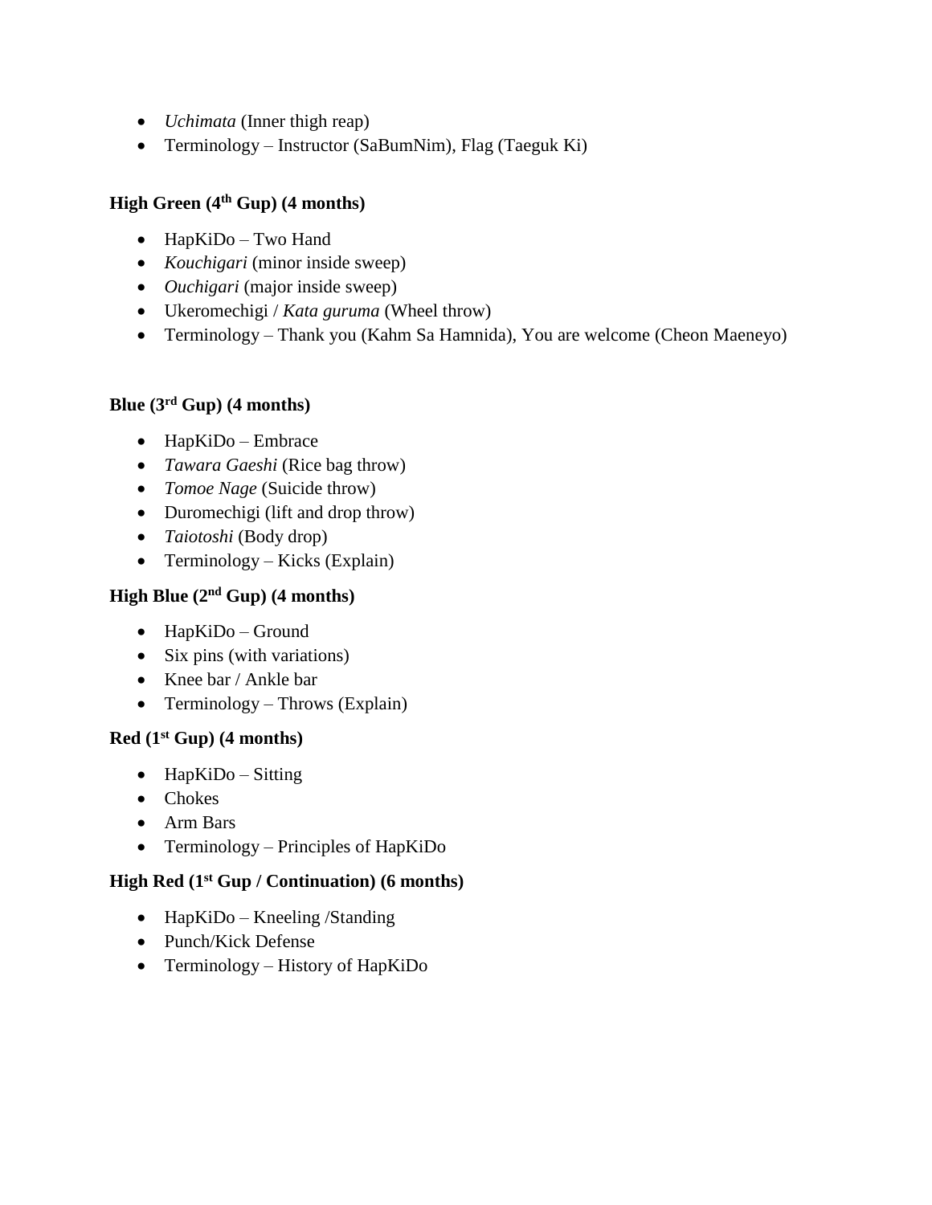- *Uchimata* (Inner thigh reap)
- Terminology – Instructor (SaBumNim), Flag (Taeguk Ki)

**High Green (4th Gup) (4 months)**

- HapKiDo – Two Hand
- *Kouchigari* (minor inside sweep)
- *Ouchigari* (major inside sweep)
- Ukeromechigi / *Kata guruma* (Wheel throw)
- Terminology – Thank you (Kahm Sa Hamnida), You are welcome (Cheon Maeneyo)

**Blue (3rd Gup) (4 months)**

- HapKiDo – Embrace
- *Tawara Gaeshi* (Rice bag throw)
- *Tomoe Nage* (Suicide throw)
- Duromechigi (lift and drop throw)
- *Taiotoshi* (Body drop)
- Terminology – Kicks (Explain)

**High Blue (2nd Gup) (4 months)**

- HapKiDo – Ground
- Six pins (with variations)
- Knee bar / Ankle bar
- Terminology – Throws (Explain)

**Red (1st Gup) (4 months)**

- HapKiDo – Sitting
- Chokes
- Arm Bars
- Terminology – Principles of HapKiDo

**High Red (1st Gup / Continuation) (6 months)**

- HapKiDo – Kneeling /Standing
- Punch/Kick Defense
- Terminology – History of HapKiDo